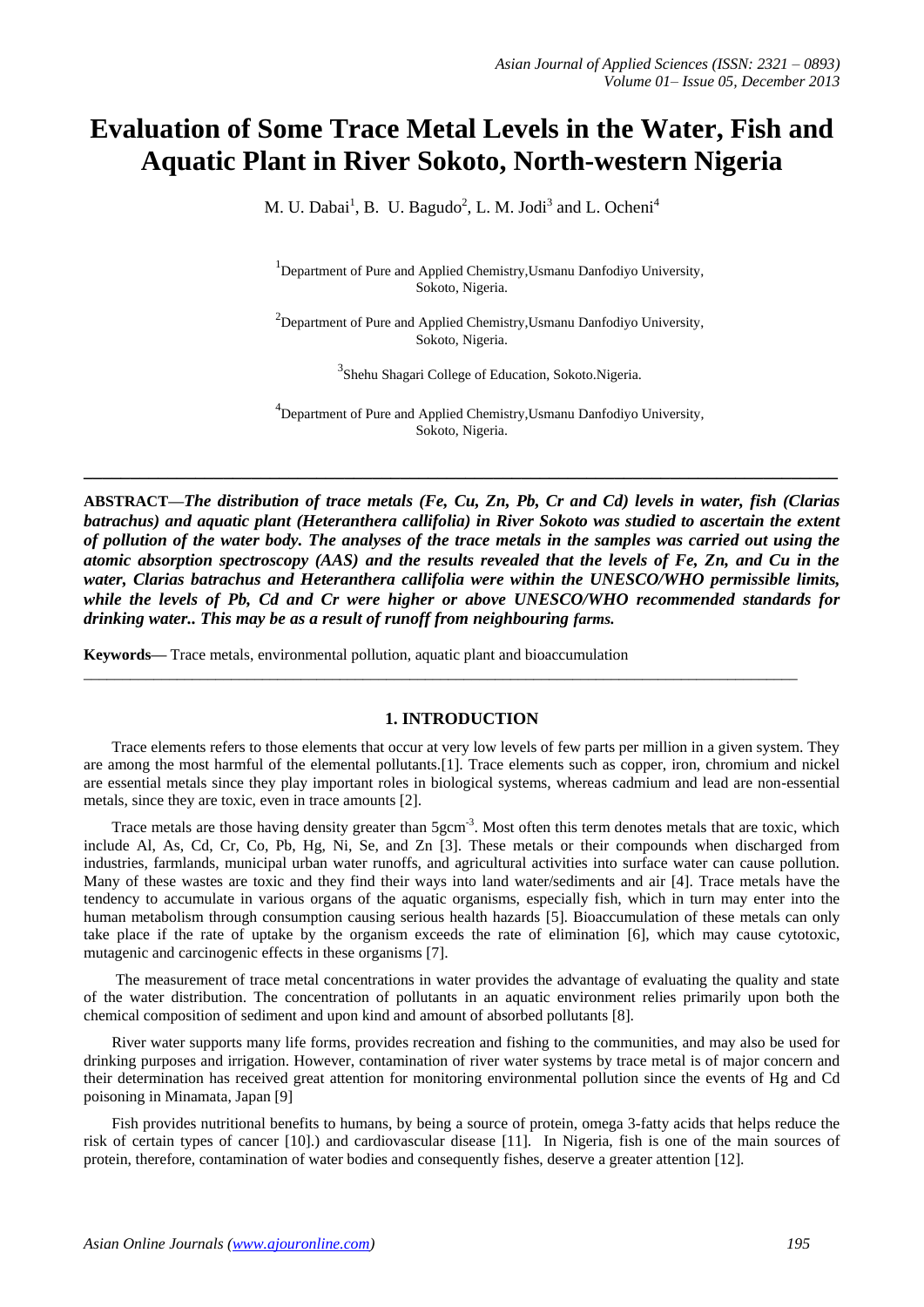# Evaluation of Some Trace Metal Levels in the Water, Fish and Aquatic Plant in River Sokoto, North-western Nigeria

M. U. Dabai[1], B. U. Bagudo[2], L. M. Jodi[3] and L. Ocheni[4]

[1]Department of Pure and Applied Chemistry,Usmanu Danfodiyo University, Sokoto, Nigeria.

[2]Department of Pure and Applied Chemistry,Usmanu Danfodiyo University, Sokoto, Nigeria.

[3]Shehu Shagari College of Education, Sokoto.Nigeria.

[4]Department of Pure and Applied Chemistry,Usmanu Danfodiyo University, Sokoto, Nigeria.

---

**ABSTRACT—*The distribution of trace metals (Fe, Cu, Zn, Pb, Cr and Cd) levels in water, fish (Clarias batrachus) and aquatic plant (Heteranthera callifolia) in River Sokoto was studied to ascertain the extent of pollution of the water body. The analyses of the trace metals in the samples was carried out using the atomic absorption spectroscopy (AAS) and the results revealed that the levels of Fe, Zn, and Cu in the water, Clarias batrachus and Heteranthera callifolia were within the UNESCO/WHO permissible limits, while the levels of Pb, Cd and Cr were higher or above UNESCO/WHO recommended standards for drinking water.. This may be as a result of runoff from neighbouring farms.***

**Keywords—** Trace metals, environmental pollution, aquatic plant and bioaccumulation

---

## 1. INTRODUCTION

Trace elements refers to those elements that occur at very low levels of few parts per million in a given system. They are among the most harmful of the elemental pollutants.[1]. Trace elements such as copper, iron, chromium and nickel are essential metals since they play important roles in biological systems, whereas cadmium and lead are non-essential metals, since they are toxic, even in trace amounts [2].

Trace metals are those having density greater than 5gcm$^{-3}$. Most often this term denotes metals that are toxic, which include Al, As, Cd, Cr, Co, Pb, Hg, Ni, Se, and Zn [3]. These metals or their compounds when discharged from industries, farmlands, municipal urban water runoffs, and agricultural activities into surface water can cause pollution. Many of these wastes are toxic and they find their ways into land water/sediments and air [4]. Trace metals have the tendency to accumulate in various organs of the aquatic organisms, especially fish, which in turn may enter into the human metabolism through consumption causing serious health hazards [5]. Bioaccumulation of these metals can only take place if the rate of uptake by the organism exceeds the rate of elimination [6], which may cause cytotoxic, mutagenic and carcinogenic effects in these organisms [7].

The measurement of trace metal concentrations in water provides the advantage of evaluating the quality and state of the water distribution. The concentration of pollutants in an aquatic environment relies primarily upon both the chemical composition of sediment and upon kind and amount of absorbed pollutants [8].

River water supports many life forms, provides recreation and fishing to the communities, and may also be used for drinking purposes and irrigation. However, contamination of river water systems by trace metal is of major concern and their determination has received great attention for monitoring environmental pollution since the events of Hg and Cd poisoning in Minamata, Japan [9]

Fish provides nutritional benefits to humans, by being a source of protein, omega 3-fatty acids that helps reduce the risk of certain types of cancer [10].) and cardiovascular disease [11]. In Nigeria, fish is one of the main sources of protein, therefore, contamination of water bodies and consequently fishes, deserve a greater attention [12].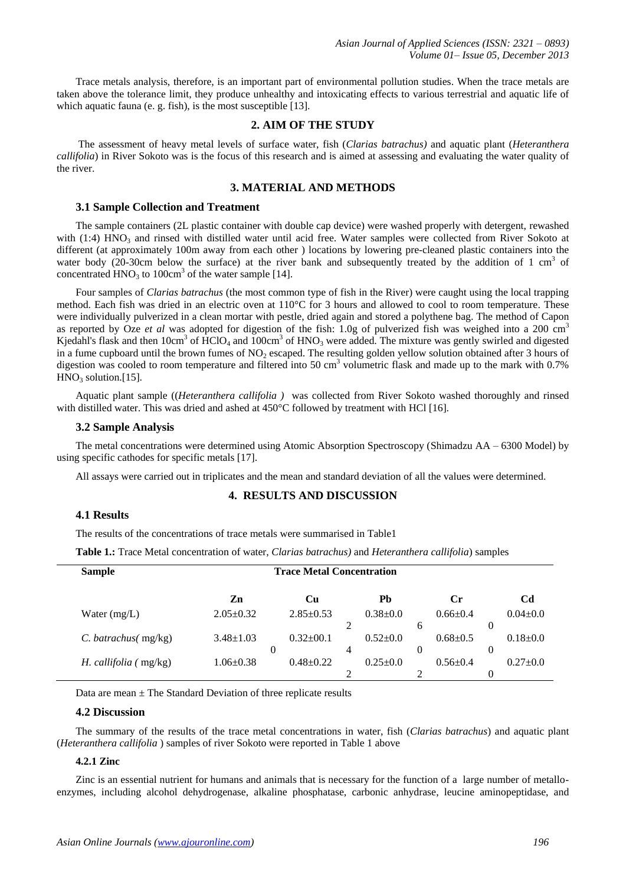Trace metals analysis, therefore, is an important part of environmental pollution studies. When the trace metals are taken above the tolerance limit, they produce unhealthy and intoxicating effects to various terrestrial and aquatic life of which aquatic fauna (e. g. fish), is the most susceptible [13].

## 2. AIM OF THE STUDY

The assessment of heavy metal levels of surface water, fish (*Clarias batrachus)* and aquatic plant (*Heteranthera callifolia*) in River Sokoto was is the focus of this research and is aimed at assessing and evaluating the water quality of the river.

## 3. MATERIAL AND METHODS

### 3.1 Sample Collection and Treatment

The sample containers (2L plastic container with double cap device) were washed properly with detergent, rewashed with (1:4) $HNO_3$ and rinsed with distilled water until acid free. Water samples were collected from River Sokoto at different (at approximately 100m away from each other ) locations by lowering pre-cleaned plastic containers into the water body (20-30cm below the surface) at the river bank and subsequently treated by the addition of 1 $cm^3$ of concentrated $HNO_3$ to 100$cm^3$ of the water sample [14].

Four samples of *Clarias batrachus* (the most common type of fish in the River) were caught using the local trapping method. Each fish was dried in an electric oven at 110°C for 3 hours and allowed to cool to room temperature. These were individually pulverized in a clean mortar with pestle, dried again and stored a polythene bag. The method of Capon as reported by Oze *et al* was adopted for digestion of the fish: 1.0g of pulverized fish was weighed into a 200 $cm^3$ Kjedahl's flask and then 10$cm^3$ of $HClO_4$ and 100$cm^3$ of $HNO_3$ were added. The mixture was gently swirled and digested in a fume cupboard until the brown fumes of $NO_2$ escaped. The resulting golden yellow solution obtained after 3 hours of digestion was cooled to room temperature and filtered into 50 $cm^3$ volumetric flask and made up to the mark with 0.7% $HNO_3$ solution.[15].

Aquatic plant sample ((*Heteranthera callifolia )* was collected from River Sokoto washed thoroughly and rinsed with distilled water. This was dried and ashed at 450°C followed by treatment with HCl [16].

### 3.2 Sample Analysis

The metal concentrations were determined using Atomic Absorption Spectroscopy (Shimadzu AA – 6300 Model) by using specific cathodes for specific metals [17].

All assays were carried out in triplicates and the mean and standard deviation of all the values were determined.

## 4. RESULTS AND DISCUSSION

### 4.1 Results

The results of the concentrations of trace metals were summarised in Table1

**Table 1.:** Trace Metal concentration of water, *Clarias batrachus)* and *Heteranthera callifolia*) samples

| Sample | Trace Metal Concentration | | | | |
|---|---|---|---|---|---|
| | **Zn** | **Cu** | **Pb** | **Cr** | **Cd** |
| Water (mg/L) | 2.05±0.32 | 2.85±0.53 | 0.38±0.02 | 0.66±0.46 | 0.04±0.00 |
| *C. batrachus(* mg/kg) | 3.48±1.03 | 0.32±00.10 | 0.52±0.04 | 0.68±0.50 | 0.18±0.00 |
| *H. callifolia (* mg/kg) | 1.06±0.38 | 0.48±0.22 | 0.25±0.02 | 0.56±0.42 | 0.27±0.00 |

Data are mean ± The Standard Deviation of three replicate results

### 4.2 Discussion

The summary of the results of the trace metal concentrations in water, fish (*Clarias batrachus*) and aquatic plant (*Heteranthera callifolia* ) samples of river Sokoto were reported in Table 1 above

#### 4.2.1 Zinc

Zinc is an essential nutrient for humans and animals that is necessary for the function of a large number of metallo-enzymes, including alcohol dehydrogenase, alkaline phosphatase, carbonic anhydrase, leucine aminopeptidase, and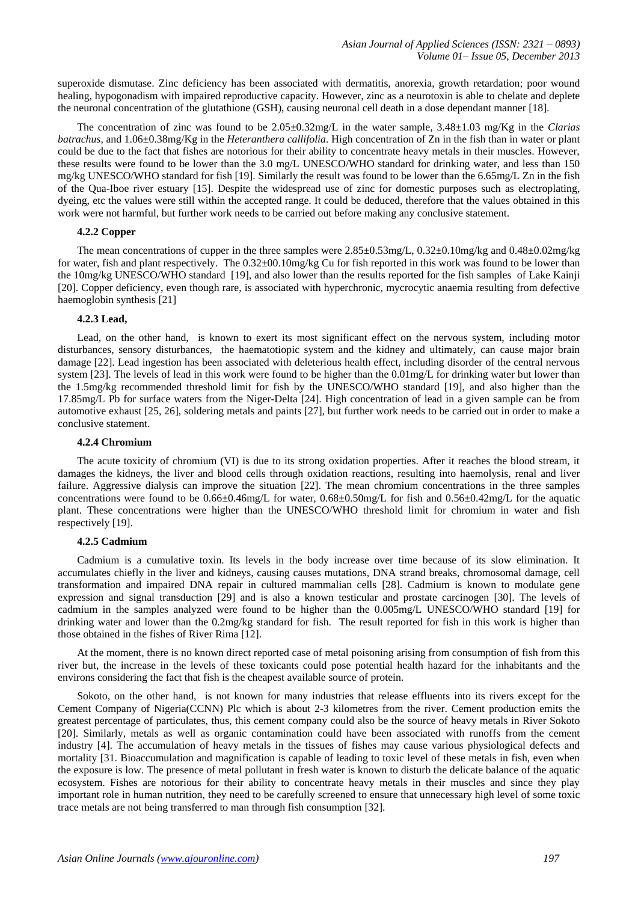superoxide dismutase. Zinc deficiency has been associated with dermatitis, anorexia, growth retardation; poor wound healing, hypogonadism with impaired reproductive capacity. However, zinc as a neurotoxin is able to chelate and deplete the neuronal concentration of the glutathione (GSH), causing neuronal cell death in a dose dependant manner [18].

The concentration of zinc was found to be 2.05±0.32mg/L in the water sample, 3.48±1.03 mg/Kg in the *Clarias batrachus*, and 1.06±0.38mg/Kg in the *Heteranthera callifolia*. High concentration of Zn in the fish than in water or plant could be due to the fact that fishes are notorious for their ability to concentrate heavy metals in their muscles. However, these results were found to be lower than the 3.0 mg/L UNESCO/WHO standard for drinking water, and less than 150 mg/kg UNESCO/WHO standard for fish [19]. Similarly the result was found to be lower than the 6.65mg/L Zn in the fish of the Qua-Iboe river estuary [15]. Despite the widespread use of zinc for domestic purposes such as electroplating, dyeing, etc the values were still within the accepted range. It could be deduced, therefore that the values obtained in this work were not harmful, but further work needs to be carried out before making any conclusive statement.

#### 4.2.2 Copper

The mean concentrations of cupper in the three samples were 2.85±0.53mg/L, 0.32±0.10mg/kg and 0.48±0.02mg/kg for water, fish and plant respectively. The 0.32±00.10mg/kg Cu for fish reported in this work was found to be lower than the 10mg/kg UNESCO/WHO standard [19], and also lower than the results reported for the fish samples of Lake Kainji [20]. Copper deficiency, even though rare, is associated with hyperchronic, mycrocytic anaemia resulting from defective haemoglobin synthesis [21]

#### 4.2.3 Lead,

Lead, on the other hand, is known to exert its most significant effect on the nervous system, including motor disturbances, sensory disturbances, the haematotiopic system and the kidney and ultimately, can cause major brain damage [22]. Lead ingestion has been associated with deleterious health effect, including disorder of the central nervous system [23]. The levels of lead in this work were found to be higher than the 0.01mg/L for drinking water but lower than the 1.5mg/kg recommended threshold limit for fish by the UNESCO/WHO standard [19], and also higher than the 17.85mg/L Pb for surface waters from the Niger-Delta [24]. High concentration of lead in a given sample can be from automotive exhaust [25, 26], soldering metals and paints [27], but further work needs to be carried out in order to make a conclusive statement.

#### 4.2.4 Chromium

The acute toxicity of chromium (VI) is due to its strong oxidation properties. After it reaches the blood stream, it damages the kidneys, the liver and blood cells through oxidation reactions, resulting into haemolysis, renal and liver failure. Aggressive dialysis can improve the situation [22]. The mean chromium concentrations in the three samples concentrations were found to be 0.66±0.46mg/L for water, 0.68±0.50mg/L for fish and 0.56±0.42mg/L for the aquatic plant. These concentrations were higher than the UNESCO/WHO threshold limit for chromium in water and fish respectively [19].

#### 4.2.5 Cadmium

Cadmium is a cumulative toxin. Its levels in the body increase over time because of its slow elimination. It accumulates chiefly in the liver and kidneys, causing causes mutations, DNA strand breaks, chromosomal damage, cell transformation and impaired DNA repair in cultured mammalian cells [28]. Cadmium is known to modulate gene expression and signal transduction [29] and is also a known testicular and prostate carcinogen [30]. The levels of cadmium in the samples analyzed were found to be higher than the 0.005mg/L UNESCO/WHO standard [19] for drinking water and lower than the 0.2mg/kg standard for fish. The result reported for fish in this work is higher than those obtained in the fishes of River Rima [12].

At the moment, there is no known direct reported case of metal poisoning arising from consumption of fish from this river but, the increase in the levels of these toxicants could pose potential health hazard for the inhabitants and the environs considering the fact that fish is the cheapest available source of protein.

Sokoto, on the other hand, is not known for many industries that release effluents into its rivers except for the Cement Company of Nigeria(CCNN) Plc which is about 2-3 kilometres from the river. Cement production emits the greatest percentage of particulates, thus, this cement company could also be the source of heavy metals in River Sokoto [20]. Similarly, metals as well as organic contamination could have been associated with runoffs from the cement industry [4]. The accumulation of heavy metals in the tissues of fishes may cause various physiological defects and mortality [31. Bioaccumulation and magnification is capable of leading to toxic level of these metals in fish, even when the exposure is low. The presence of metal pollutant in fresh water is known to disturb the delicate balance of the aquatic ecosystem. Fishes are notorious for their ability to concentrate heavy metals in their muscles and since they play important role in human nutrition, they need to be carefully screened to ensure that unnecessary high level of some toxic trace metals are not being transferred to man through fish consumption [32].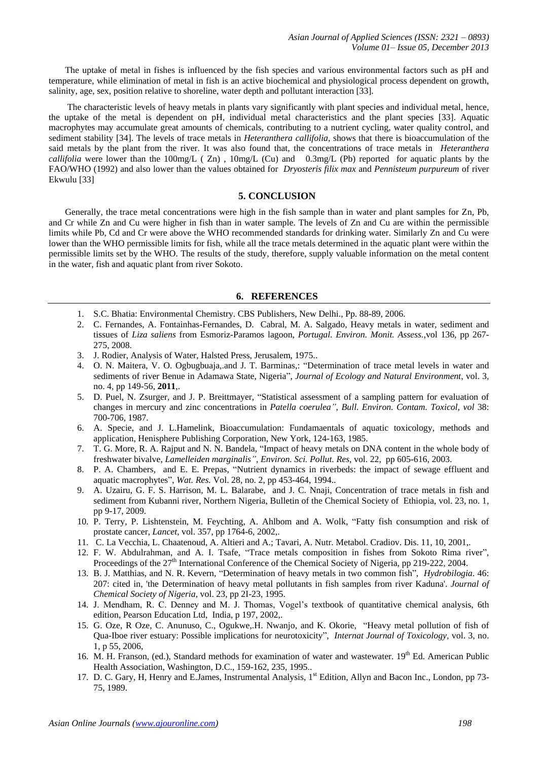The uptake of metal in fishes is influenced by the fish species and various environmental factors such as pH and temperature, while elimination of metal in fish is an active biochemical and physiological process dependent on growth, salinity, age, sex, position relative to shoreline, water depth and pollutant interaction [33].

The characteristic levels of heavy metals in plants vary significantly with plant species and individual metal, hence, the uptake of the metal is dependent on pH, individual metal characteristics and the plant species [33]. Aquatic macrophytes may accumulate great amounts of chemicals, contributing to a nutrient cycling, water quality control, and sediment stability [34]. The levels of trace metals in *Heteranthera callifolia*, shows that there is bioaccumulation of the said metals by the plant from the river. It was also found that, the concentrations of trace metals in *Heteranthera callifolia* were lower than the 100mg/L ( Zn) , 10mg/L (Cu) and 0.3mg/L (Pb) reported for aquatic plants by the FAO/WHO (1992) and also lower than the values obtained for *Dryosteris filix max* and *Pennisteum purpureum* of river Ekwulu [33]

## 5. CONCLUSION

Generally, the trace metal concentrations were high in the fish sample than in water and plant samples for Zn, Pb, and Cr while Zn and Cu were higher in fish than in water sample. The levels of Zn and Cu are within the permissible limits while Pb, Cd and Cr were above the WHO recommended standards for drinking water. Similarly Zn and Cu were lower than the WHO permissible limits for fish, while all the trace metals determined in the aquatic plant were within the permissible limits set by the WHO. The results of the study, therefore, supply valuable information on the metal content in the water, fish and aquatic plant from river Sokoto.

## 6. REFERENCES

1. S.C. Bhatia: Environmental Chemistry. CBS Publishers, New Delhi., Pp. 88-89, 2006.
2. C. Fernandes, A. Fontainhas-Fernandes, D. Cabral, M. A. Salgado, Heavy metals in water, sediment and tissues of *Liza saliens* from Esmoriz-Paramos lagoon, *Portugal. Environ. Monit. Assess.*,vol 136, pp 267-275, 2008.
3. J. Rodier, Analysis of Water, Halsted Press, Jerusalem, 1975..
4. O. N. Maitera, V. O. Ogbugbuaja,.and J. T. Barminas,: "Determination of trace metal levels in water and sediments of river Benue in Adamawa State, Nigeria", *Journal of Ecology and Natural Environment*, vol. 3, no. 4, pp 149-56, **2011**,.
5. D. Puel, N. Zsurger, and J. P. Breittmayer, "Statistical assessment of a sampling pattern for evaluation of changes in mercury and zinc concentrations in *Patella coerulea"*, *Bull. Environ. Contam. Toxicol, vol* 38: 700-706, 1987.
6. A. Specie, and J. L.Hamelink, Bioaccumulation: Fundamaentals of aquatic toxicology, methods and application, Henisphere Publishing Corporation, New York, 124-163, 1985.
7. T. G. More, R. A. Rajput and N. N. Bandela, "Impact of heavy metals on DNA content in the whole body of freshwater bivalve, *Lamelleiden marginalis"*, *Environ. Sci. Pollut. Res*, vol. 22, pp 605-616, 2003.
8. P. A. Chambers, and E. E. Prepas, "Nutrient dynamics in riverbeds: the impact of sewage effluent and aquatic macrophytes", *Wat. Res.* Vol. 28, no. 2, pp 453-464, 1994..
9. A. Uzairu, G. F. S. Harrison, M. L. Balarabe, and J. C. Nnaji, Concentration of trace metals in fish and sediment from Kubanni river, Northern Nigeria, Bulletin of the Chemical Society of Ethiopia, vol. 23, no. 1, pp 9-17, 2009.
10. P. Terry, P. Lishtenstein, M. Feychting, A. Ahlbom and A. Wolk, "Fatty fish consumption and risk of prostate cancer, *Lancet*, vol. 357, pp 1764-6, 2002,.
11. C. La Vecchia, L. Chaatenoud, A. Altieri and A.; Tavari, A. Nutr. Metabol. Cradiov. Dis. 11, 10, 2001,.
12. F. W. Abdulrahman, and A. I. Tsafe, "Trace metals composition in fishes from Sokoto Rima river", Proceedings of the 27th International Conference of the Chemical Society of Nigeria, pp 219-222, 2004.
13. B. J. Matthias, and N. R. Kevern, "Determination of heavy metals in two common fish", *Hydrobilogia*. 46: 207: cited in, 'the Determination of heavy metal pollutants in fish samples from river Kaduna'. *Journal of Chemical Society of Nigeria*, vol. 23, pp 2I-23, 1995.
14. J. Mendham, R. C. Denney and M. J. Thomas, Vogel's textbook of quantitative chemical analysis, 6th edition, Pearson Education Ltd, India, p 197, 2002,.
15. G. Oze, R Oze, C. Anunuso, C., Ogukwe,.H. Nwanjo, and K. Okorie, "Heavy metal pollution of fish of Qua-Iboe river estuary: Possible implications for neurotoxicity", *Internat Journal of Toxicology*, vol. 3, no. 1, p 55, 2006,
16. M. H. Franson, (ed.), Standard methods for examination of water and wastewater. 19th Ed. American Public Health Association, Washington, D.C., 159-162, 235, 1995..
17. D. C. Gary, H, Henry and E.James, Instrumental Analysis, 1st Edition, Allyn and Bacon Inc., London, pp 73-75, 1989.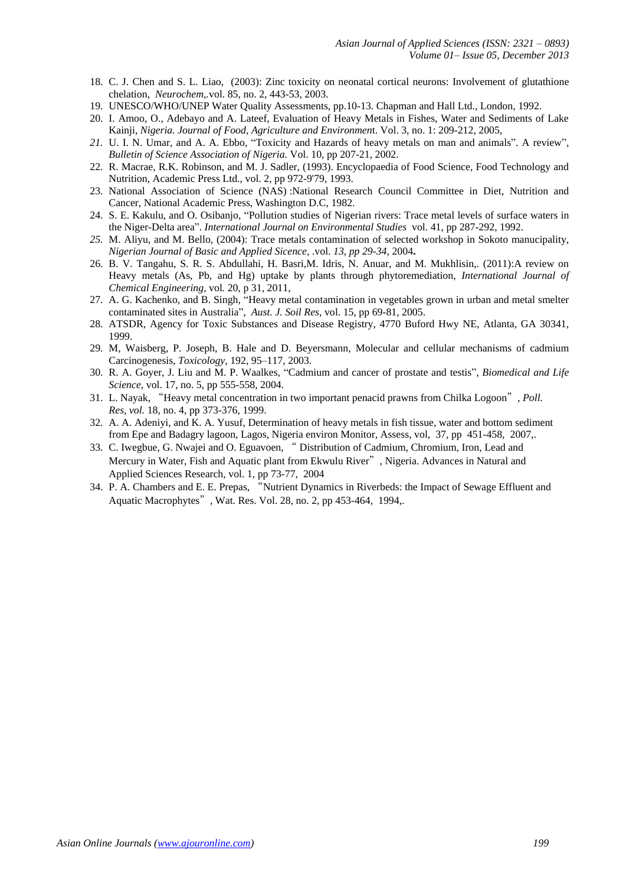18. C. J. Chen and S. L. Liao, (2003): Zinc toxicity on neonatal cortical neurons: Involvement of glutathione chelation, *Neurochem,*.vol. 85, no. 2, 443-53, 2003.
19. UNESCO/WHO/UNEP Water Quality Assessments, pp.10-13. Chapman and Hall Ltd., London, 1992.
20. I. Amoo, O., Adebayo and A. Lateef, Evaluation of Heavy Metals in Fishes, Water and Sediments of Lake Kainji, *Nigeria. Journal of Food, Agriculture and Environmen*t. Vol. 3, no. 1: 209-212, 2005,
21. U. I. N. Umar, and A. A. Ebbo, "Toxicity and Hazards of heavy metals on man and animals". A review", *Bulletin of Science Association of Nigeria.* Vol. 10, pp 207-21, 2002.
22. R. Macrae, R.K. Robinson, and M. J. Sadler, (1993). Encyclopaedia of Food Science, Food Technology and Nutrition, Academic Press Ltd., vol. 2, pp 972-9'79, 1993.
23. National Association of Science (NAS) :National Research Council Committee in Diet, Nutrition and Cancer, National Academic Press, Washington D.C, 1982.
24. S. E. Kakulu, and O. Osibanjo, "Pollution studies of Nigerian rivers: Trace metal levels of surface waters in the Niger-Delta area". *International Journal on Environmental Studies* vol. 41, pp 287-292, 1992.
25. M. Aliyu, and M. Bello, (2004): Trace metals contamination of selected workshop in Sokoto manucipality, *Nigerian Journal of Basic and Applied Sicence,* .vol. *13, pp 29-34,* 2004**.**
26. B. V. Tangahu, S. R. S. Abdullahi, H. Basri,M. Idris, N. Anuar, and M. Mukhlisin,. (2011):A review on Heavy metals (As, Pb, and Hg) uptake by plants through phytoremediation, *International Journal of Chemical Engineering,* vol*.* 20, p 31, 2011,
27. A. G. Kachenko, and B. Singh, "Heavy metal contamination in vegetables grown in urban and metal smelter contaminated sites in Australia", *Aust. J. Soil Res,* vol. 15, pp 69-81, 2005.
28. ATSDR, Agency for Toxic Substances and Disease Registry, 4770 Buford Hwy NE, Atlanta, GA 30341, 1999.
29. M, Waisberg, P. Joseph, B. Hale and D. Beyersmann, Molecular and cellular mechanisms of cadmium Carcinogenesis, *Toxicology*, 192, 95–117, 2003.
30. R. A. Goyer, J. Liu and M. P. Waalkes, "Cadmium and cancer of prostate and testis", *Biomedical and Life Science*, vol. 17, no. 5, pp 555-558, 2004.
31. L. Nayak, "Heavy metal concentration in two important penacid prawns from Chilka Logoon", *Poll. Res, vol.* 18, no. 4, pp 373-376, 1999.
32. A. A. Adeniyi, and K. A. Yusuf, Determination of heavy metals in fish tissue, water and bottom sediment from Epe and Badagry lagoon, Lagos, Nigeria environ Monitor, Assess, vol, 37, pp 451-458, 2007,.
33. C. Iwegbue, G. Nwajei and O. Eguavoen, " Distribution of Cadmium, Chromium, Iron, Lead and Mercury in Water, Fish and Aquatic plant from Ekwulu River", Nigeria. Advances in Natural and Applied Sciences Research, vol. 1, pp 73-77, 2004
34. P. A. Chambers and E. E. Prepas, "Nutrient Dynamics in Riverbeds: the Impact of Sewage Effluent and Aquatic Macrophytes", Wat. Res. Vol. 28, no. 2, pp 453-464, 1994,.